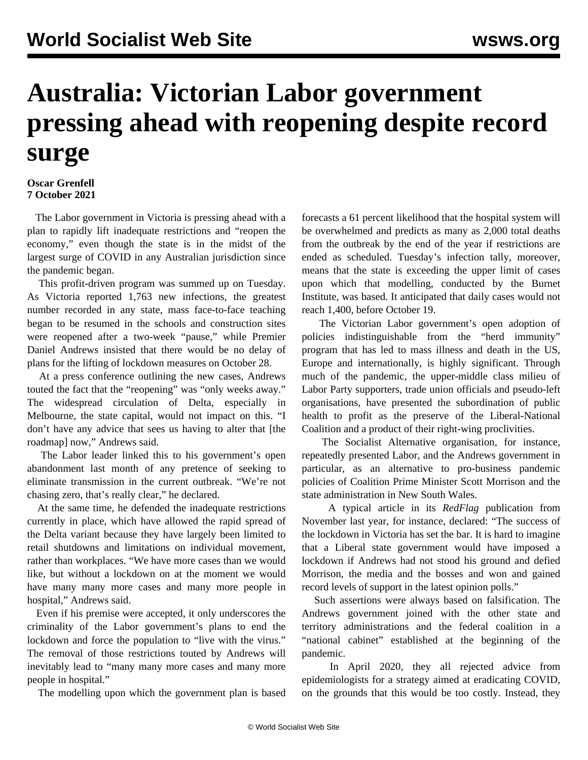# Australia: Victorian Labor government pressing ahead with reopening despite record surge

**Oscar Grenfell**
**7 October 2021**

The Labor government in Victoria is pressing ahead with a plan to rapidly lift inadequate restrictions and "reopen the economy," even though the state is in the midst of the largest surge of COVID in any Australian jurisdiction since the pandemic began.

This profit-driven program was summed up on Tuesday. As Victoria reported 1,763 new infections, the greatest number recorded in any state, mass face-to-face teaching began to be resumed in the schools and construction sites were reopened after a two-week "pause," while Premier Daniel Andrews insisted that there would be no delay of plans for the lifting of lockdown measures on October 28.

At a press conference outlining the new cases, Andrews touted the fact that the "reopening" was "only weeks away." The widespread circulation of Delta, especially in Melbourne, the state capital, would not impact on this. "I don't have any advice that sees us having to alter that [the roadmap] now," Andrews said.

The Labor leader linked this to his government's open abandonment last month of any pretence of seeking to eliminate transmission in the current outbreak. "We're not chasing zero, that's really clear," he declared.

At the same time, he defended the inadequate restrictions currently in place, which have allowed the rapid spread of the Delta variant because they have largely been limited to retail shutdowns and limitations on individual movement, rather than workplaces. "We have more cases than we would like, but without a lockdown on at the moment we would have many many more cases and many more people in hospital," Andrews said.

Even if his premise were accepted, it only underscores the criminality of the Labor government's plans to end the lockdown and force the population to "live with the virus." The removal of those restrictions touted by Andrews will inevitably lead to "many many more cases and many more people in hospital."

The modelling upon which the government plan is based forecasts a 61 percent likelihood that the hospital system will be overwhelmed and predicts as many as 2,000 total deaths from the outbreak by the end of the year if restrictions are ended as scheduled. Tuesday's infection tally, moreover, means that the state is exceeding the upper limit of cases upon which that modelling, conducted by the Burnet Institute, was based. It anticipated that daily cases would not reach 1,400, before October 19.

The Victorian Labor government's open adoption of policies indistinguishable from the "herd immunity" program that has led to mass illness and death in the US, Europe and internationally, is highly significant. Through much of the pandemic, the upper-middle class milieu of Labor Party supporters, trade union officials and pseudo-left organisations, have presented the subordination of public health to profit as the preserve of the Liberal-National Coalition and a product of their right-wing proclivities.

The Socialist Alternative organisation, for instance, repeatedly presented Labor, and the Andrews government in particular, as an alternative to pro-business pandemic policies of Coalition Prime Minister Scott Morrison and the state administration in New South Wales.

A typical article in its *RedFlag* publication from November last year, for instance, declared: "The success of the lockdown in Victoria has set the bar. It is hard to imagine that a Liberal state government would have imposed a lockdown if Andrews had not stood his ground and defied Morrison, the media and the bosses and won and gained record levels of support in the latest opinion polls."

Such assertions were always based on falsification. The Andrews government joined with the other state and territory administrations and the federal coalition in a "national cabinet" established at the beginning of the pandemic.

In April 2020, they all rejected advice from epidemiologists for a strategy aimed at eradicating COVID, on the grounds that this would be too costly. Instead, they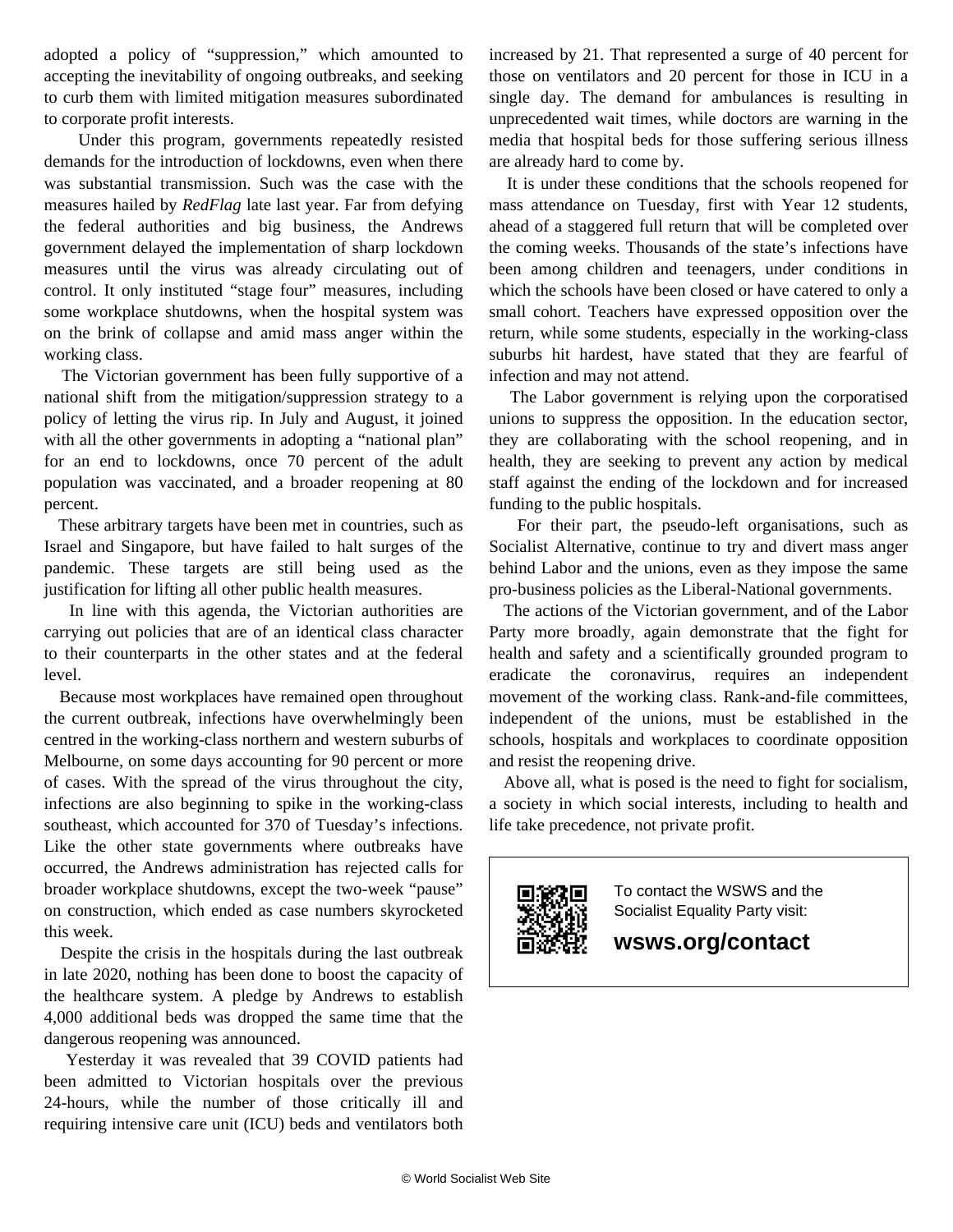adopted a policy of "suppression," which amounted to accepting the inevitability of ongoing outbreaks, and seeking to curb them with limited mitigation measures subordinated to corporate profit interests.

Under this program, governments repeatedly resisted demands for the introduction of lockdowns, even when there was substantial transmission. Such was the case with the measures hailed by *RedFlag* late last year. Far from defying the federal authorities and big business, the Andrews government delayed the implementation of sharp lockdown measures until the virus was already circulating out of control. It only instituted "stage four" measures, including some workplace shutdowns, when the hospital system was on the brink of collapse and amid mass anger within the working class.

The Victorian government has been fully supportive of a national shift from the mitigation/suppression strategy to a policy of letting the virus rip. In July and August, it joined with all the other governments in adopting a "national plan" for an end to lockdowns, once 70 percent of the adult population was vaccinated, and a broader reopening at 80 percent.

These arbitrary targets have been met in countries, such as Israel and Singapore, but have failed to halt surges of the pandemic. These targets are still being used as the justification for lifting all other public health measures.

In line with this agenda, the Victorian authorities are carrying out policies that are of an identical class character to their counterparts in the other states and at the federal level.

Because most workplaces have remained open throughout the current outbreak, infections have overwhelmingly been centred in the working-class northern and western suburbs of Melbourne, on some days accounting for 90 percent or more of cases. With the spread of the virus throughout the city, infections are also beginning to spike in the working-class southeast, which accounted for 370 of Tuesday's infections. Like the other state governments where outbreaks have occurred, the Andrews administration has rejected calls for broader workplace shutdowns, except the two-week "pause" on construction, which ended as case numbers skyrocketed this week.

Despite the crisis in the hospitals during the last outbreak in late 2020, nothing has been done to boost the capacity of the healthcare system. A pledge by Andrews to establish 4,000 additional beds was dropped the same time that the dangerous reopening was announced.

Yesterday it was revealed that 39 COVID patients had been admitted to Victorian hospitals over the previous 24-hours, while the number of those critically ill and requiring intensive care unit (ICU) beds and ventilators both increased by 21. That represented a surge of 40 percent for those on ventilators and 20 percent for those in ICU in a single day. The demand for ambulances is resulting in unprecedented wait times, while doctors are warning in the media that hospital beds for those suffering serious illness are already hard to come by.

It is under these conditions that the schools reopened for mass attendance on Tuesday, first with Year 12 students, ahead of a staggered full return that will be completed over the coming weeks. Thousands of the state's infections have been among children and teenagers, under conditions in which the schools have been closed or have catered to only a small cohort. Teachers have expressed opposition over the return, while some students, especially in the working-class suburbs hit hardest, have stated that they are fearful of infection and may not attend.

The Labor government is relying upon the corporatised unions to suppress the opposition. In the education sector, they are collaborating with the school reopening, and in health, they are seeking to prevent any action by medical staff against the ending of the lockdown and for increased funding to the public hospitals.

For their part, the pseudo-left organisations, such as Socialist Alternative, continue to try and divert mass anger behind Labor and the unions, even as they impose the same pro-business policies as the Liberal-National governments.

The actions of the Victorian government, and of the Labor Party more broadly, again demonstrate that the fight for health and safety and a scientifically grounded program to eradicate the coronavirus, requires an independent movement of the working class. Rank-and-file committees, independent of the unions, must be established in the schools, hospitals and workplaces to coordinate opposition and resist the reopening drive.

Above all, what is posed is the need to fight for socialism, a society in which social interests, including to health and life take precedence, not private profit.

To contact the WSWS and the Socialist Equality Party visit:

**wsws.org/contact**